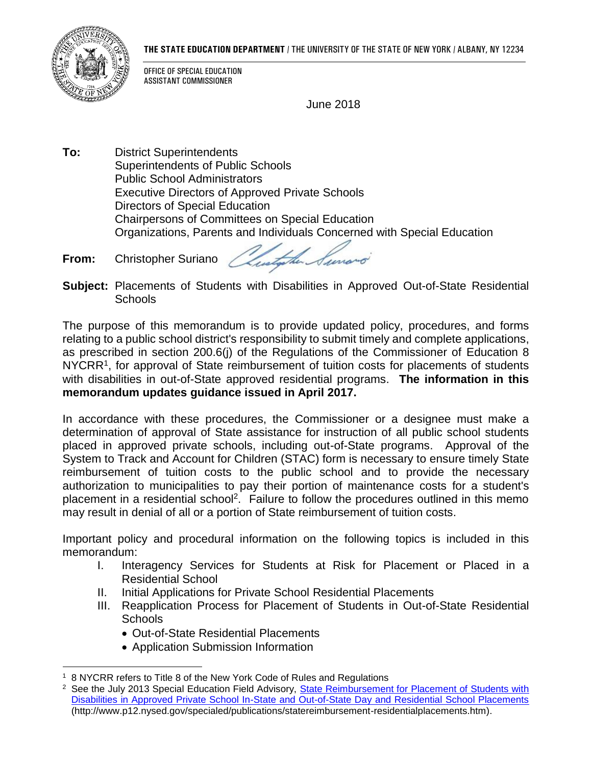**THE STATE EDUCATION DEPARTMENT** / THE UNIVERSITY OF THE STATE OF NEW YORK / ALBANY, NY 12234

OFFICE OF SPECIAL EDUCATION
ASSISTANT COMMISSIONER

June 2018

**To:** District Superintendents
Superintendents of Public Schools
Public School Administrators
Executive Directors of Approved Private Schools
Directors of Special Education
Chairpersons of Committees on Special Education
Organizations, Parents and Individuals Concerned with Special Education

**From:** Christopher Suriano

**Subject:** Placements of Students with Disabilities in Approved Out-of-State Residential Schools

The purpose of this memorandum is to provide updated policy, procedures, and forms relating to a public school district's responsibility to submit timely and complete applications, as prescribed in section 200.6(j) of the Regulations of the Commissioner of Education 8 NYCRR[1], for approval of State reimbursement of tuition costs for placements of students with disabilities in out-of-State approved residential programs. **The information in this memorandum updates guidance issued in April 2017.**

In accordance with these procedures, the Commissioner or a designee must make a determination of approval of State assistance for instruction of all public school students placed in approved private schools, including out-of-State programs. Approval of the System to Track and Account for Children (STAC) form is necessary to ensure timely State reimbursement of tuition costs to the public school and to provide the necessary authorization to municipalities to pay their portion of maintenance costs for a student's placement in a residential school[2]. Failure to follow the procedures outlined in this memo may result in denial of all or a portion of State reimbursement of tuition costs.

Important policy and procedural information on the following topics is included in this memorandum:

I. Interagency Services for Students at Risk for Placement or Placed in a Residential School
II. Initial Applications for Private School Residential Placements
III. Reapplication Process for Placement of Students in Out-of-State Residential Schools
   - Out-of-State Residential Placements
   - Application Submission Information

[1] 8 NYCRR refers to Title 8 of the New York Code of Rules and Regulations

[2] See the July 2013 Special Education Field Advisory, [State Reimbursement for Placement of Students with Disabilities in Approved Private School In-State and Out-of-State Day and Residential School Placements](http://www.p12.nysed.gov/specialed/publications/statereimbursement-residentialplacements.htm) (http://www.p12.nysed.gov/specialed/publications/statereimbursement-residentialplacements.htm).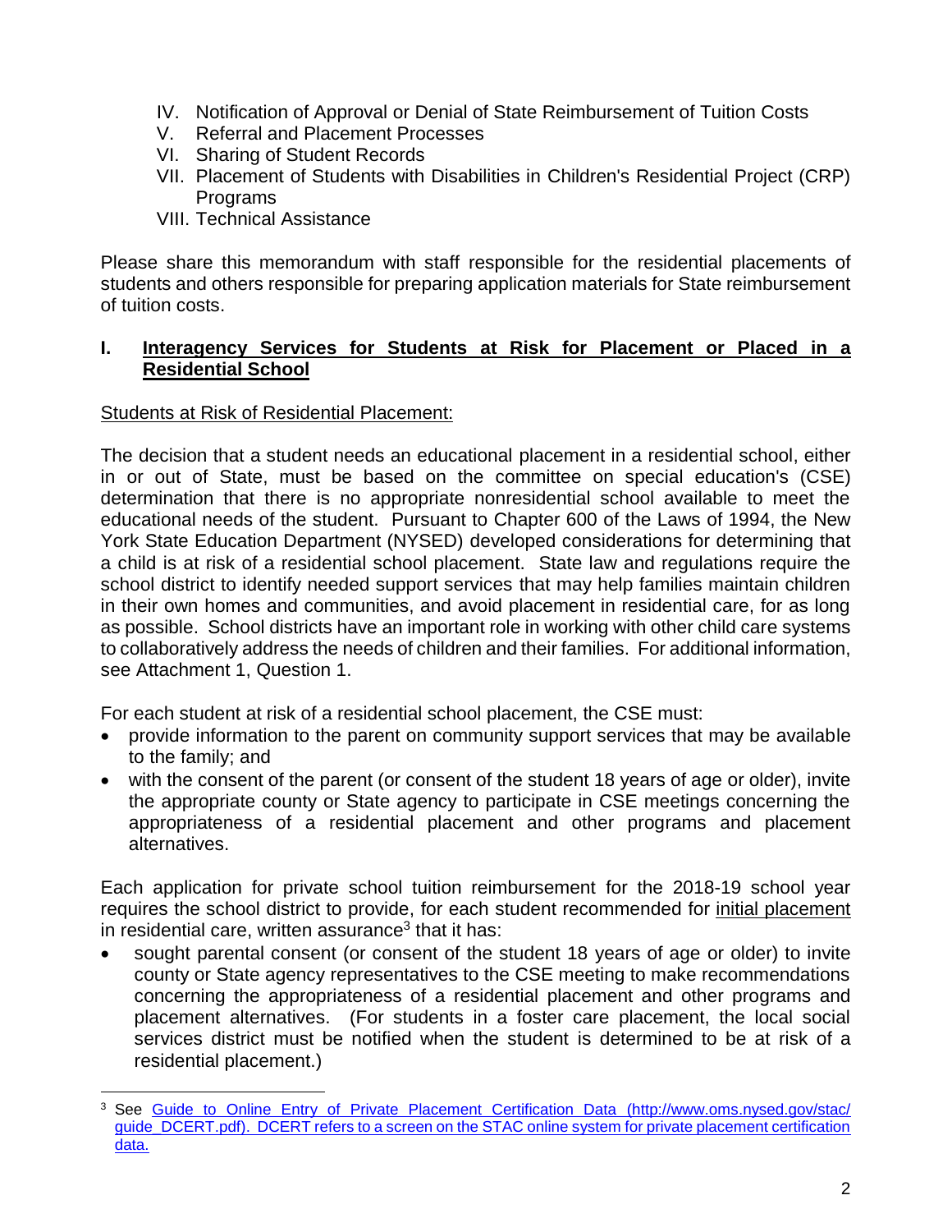IV. Notification of Approval or Denial of State Reimbursement of Tuition Costs
V. Referral and Placement Processes
VI. Sharing of Student Records
VII. Placement of Students with Disabilities in Children's Residential Project (CRP) Programs
VIII. Technical Assistance

Please share this memorandum with staff responsible for the residential placements of students and others responsible for preparing application materials for State reimbursement of tuition costs.

## I. Interagency Services for Students at Risk for Placement or Placed in a Residential School

Students at Risk of Residential Placement:

The decision that a student needs an educational placement in a residential school, either in or out of State, must be based on the committee on special education's (CSE) determination that there is no appropriate nonresidential school available to meet the educational needs of the student. Pursuant to Chapter 600 of the Laws of 1994, the New York State Education Department (NYSED) developed considerations for determining that a child is at risk of a residential school placement. State law and regulations require the school district to identify needed support services that may help families maintain children in their own homes and communities, and avoid placement in residential care, for as long as possible. School districts have an important role in working with other child care systems to collaboratively address the needs of children and their families. For additional information, see Attachment 1, Question 1.

For each student at risk of a residential school placement, the CSE must:

- provide information to the parent on community support services that may be available to the family; and
- with the consent of the parent (or consent of the student 18 years of age or older), invite the appropriate county or State agency to participate in CSE meetings concerning the appropriateness of a residential placement and other programs and placement alternatives.

Each application for private school tuition reimbursement for the 2018-19 school year requires the school district to provide, for each student recommended for initial placement in residential care, written assurance[3] that it has:

- sought parental consent (or consent of the student 18 years of age or older) to invite county or State agency representatives to the CSE meeting to make recommendations concerning the appropriateness of a residential placement and other programs and placement alternatives. (For students in a foster care placement, the local social services district must be notified when the student is determined to be at risk of a residential placement.)

[3] See Guide to Online Entry of Private Placement Certification Data (http://www.oms.nysed.gov/stac/guide_DCERT.pdf). DCERT refers to a screen on the STAC online system for private placement certification data.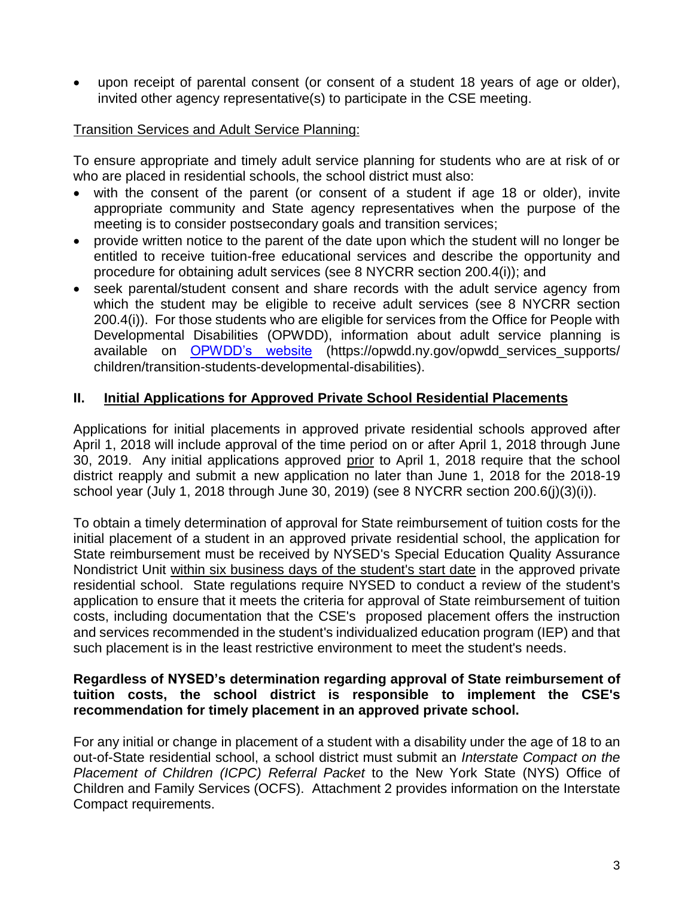- upon receipt of parental consent (or consent of a student 18 years of age or older), invited other agency representative(s) to participate in the CSE meeting.

Transition Services and Adult Service Planning:

To ensure appropriate and timely adult service planning for students who are at risk of or who are placed in residential schools, the school district must also:

- with the consent of the parent (or consent of a student if age 18 or older), invite appropriate community and State agency representatives when the purpose of the meeting is to consider postsecondary goals and transition services;
- provide written notice to the parent of the date upon which the student will no longer be entitled to receive tuition-free educational services and describe the opportunity and procedure for obtaining adult services (see 8 NYCRR section 200.4(i)); and
- seek parental/student consent and share records with the adult service agency from which the student may be eligible to receive adult services (see 8 NYCRR section 200.4(i)). For those students who are eligible for services from the Office for People with Developmental Disabilities (OPWDD), information about adult service planning is available on [OPWDD's website](https://opwdd.ny.gov/opwdd_services_supports/children/transition-students-developmental-disabilities) (https://opwdd.ny.gov/opwdd_services_supports/children/transition-students-developmental-disabilities).

## II. Initial Applications for Approved Private School Residential Placements

Applications for initial placements in approved private residential schools approved after April 1, 2018 will include approval of the time period on or after April 1, 2018 through June 30, 2019. Any initial applications approved prior to April 1, 2018 require that the school district reapply and submit a new application no later than June 1, 2018 for the 2018-19 school year (July 1, 2018 through June 30, 2019) (see 8 NYCRR section 200.6(j)(3)(i)).

To obtain a timely determination of approval for State reimbursement of tuition costs for the initial placement of a student in an approved private residential school, the application for State reimbursement must be received by NYSED's Special Education Quality Assurance Nondistrict Unit within six business days of the student's start date in the approved private residential school. State regulations require NYSED to conduct a review of the student's application to ensure that it meets the criteria for approval of State reimbursement of tuition costs, including documentation that the CSE's proposed placement offers the instruction and services recommended in the student's individualized education program (IEP) and that such placement is in the least restrictive environment to meet the student's needs.

**Regardless of NYSED's determination regarding approval of State reimbursement of tuition costs, the school district is responsible to implement the CSE's recommendation for timely placement in an approved private school.**

For any initial or change in placement of a student with a disability under the age of 18 to an out-of-State residential school, a school district must submit an *Interstate Compact on the Placement of Children (ICPC) Referral Packet* to the New York State (NYS) Office of Children and Family Services (OCFS). Attachment 2 provides information on the Interstate Compact requirements.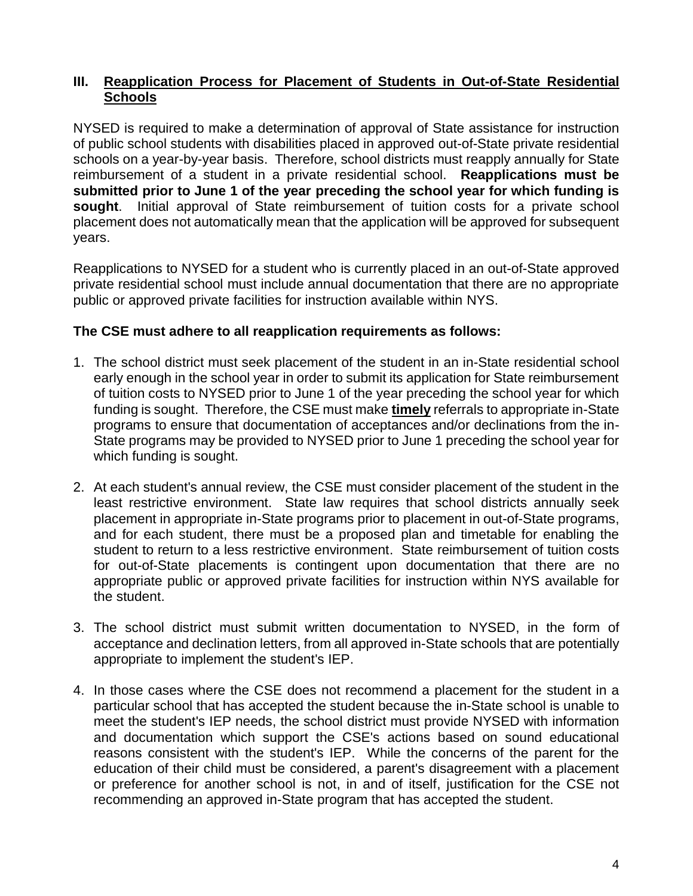## III. <u>Reapplication Process for Placement of Students in Out-of-State Residential Schools</u>

NYSED is required to make a determination of approval of State assistance for instruction of public school students with disabilities placed in approved out-of-State private residential schools on a year-by-year basis. Therefore, school districts must reapply annually for State reimbursement of a student in a private residential school. **Reapplications must be submitted prior to June 1 of the year preceding the school year for which funding is sought**. Initial approval of State reimbursement of tuition costs for a private school placement does not automatically mean that the application will be approved for subsequent years.

Reapplications to NYSED for a student who is currently placed in an out-of-State approved private residential school must include annual documentation that there are no appropriate public or approved private facilities for instruction available within NYS.

**The CSE must adhere to all reapplication requirements as follows:**

1. The school district must seek placement of the student in an in-State residential school early enough in the school year in order to submit its application for State reimbursement of tuition costs to NYSED prior to June 1 of the year preceding the school year for which funding is sought. Therefore, the CSE must make **<u>timely</u>** referrals to appropriate in-State programs to ensure that documentation of acceptances and/or declinations from the in-State programs may be provided to NYSED prior to June 1 preceding the school year for which funding is sought.

2. At each student's annual review, the CSE must consider placement of the student in the least restrictive environment. State law requires that school districts annually seek placement in appropriate in-State programs prior to placement in out-of-State programs, and for each student, there must be a proposed plan and timetable for enabling the student to return to a less restrictive environment. State reimbursement of tuition costs for out-of-State placements is contingent upon documentation that there are no appropriate public or approved private facilities for instruction within NYS available for the student.

3. The school district must submit written documentation to NYSED, in the form of acceptance and declination letters, from all approved in-State schools that are potentially appropriate to implement the student's IEP.

4. In those cases where the CSE does not recommend a placement for the student in a particular school that has accepted the student because the in-State school is unable to meet the student's IEP needs, the school district must provide NYSED with information and documentation which support the CSE's actions based on sound educational reasons consistent with the student's IEP. While the concerns of the parent for the education of their child must be considered, a parent's disagreement with a placement or preference for another school is not, in and of itself, justification for the CSE not recommending an approved in-State program that has accepted the student.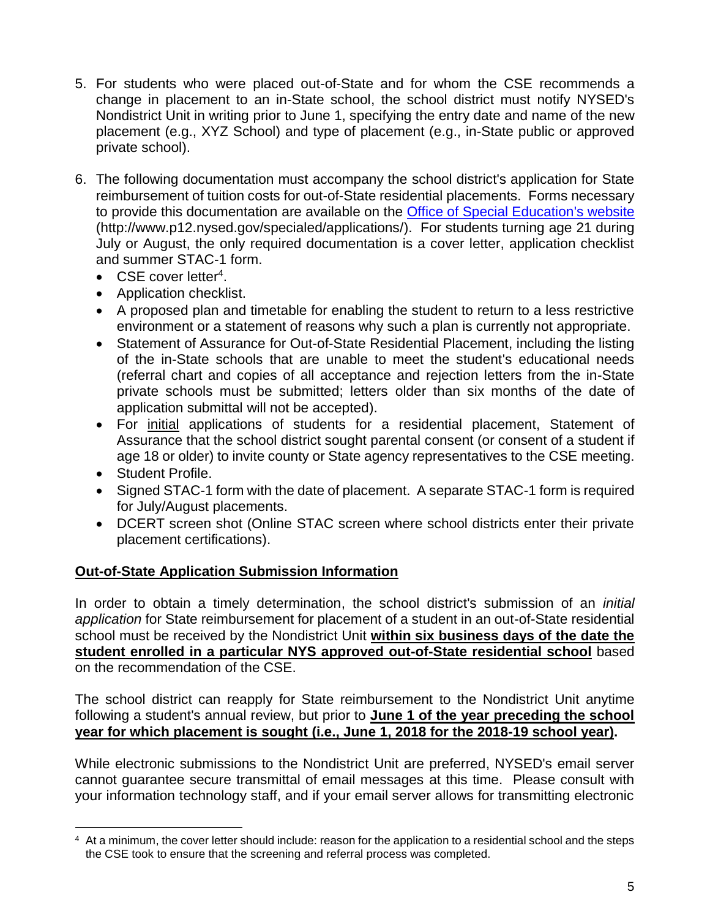5. For students who were placed out-of-State and for whom the CSE recommends a change in placement to an in-State school, the school district must notify NYSED's Nondistrict Unit in writing prior to June 1, specifying the entry date and name of the new placement (e.g., XYZ School) and type of placement (e.g., in-State public or approved private school).

6. The following documentation must accompany the school district's application for State reimbursement of tuition costs for out-of-State residential placements. Forms necessary to provide this documentation are available on the [Office of Special Education's website](http://www.p12.nysed.gov/specialed/applications/) (http://www.p12.nysed.gov/specialed/applications/). For students turning age 21 during July or August, the only required documentation is a cover letter, application checklist and summer STAC-1 form.
   - CSE cover letter[4].
   - Application checklist.
   - A proposed plan and timetable for enabling the student to return to a less restrictive environment or a statement of reasons why such a plan is currently not appropriate.
   - Statement of Assurance for Out-of-State Residential Placement, including the listing of the in-State schools that are unable to meet the student's educational needs (referral chart and copies of all acceptance and rejection letters from the in-State private schools must be submitted; letters older than six months of the date of application submittal will not be accepted).
   - For initial applications of students for a residential placement, Statement of Assurance that the school district sought parental consent (or consent of a student if age 18 or older) to invite county or State agency representatives to the CSE meeting.
   - Student Profile.
   - Signed STAC-1 form with the date of placement. A separate STAC-1 form is required for July/August placements.
   - DCERT screen shot (Online STAC screen where school districts enter their private placement certifications).

## Out-of-State Application Submission Information

In order to obtain a timely determination, the school district's submission of an *initial application* for State reimbursement for placement of a student in an out-of-State residential school must be received by the Nondistrict Unit **within six business days of the date the student enrolled in a particular NYS approved out-of-State residential school** based on the recommendation of the CSE.

The school district can reapply for State reimbursement to the Nondistrict Unit anytime following a student's annual review, but prior to **June 1 of the year preceding the school year for which placement is sought (i.e., June 1, 2018 for the 2018-19 school year).**

While electronic submissions to the Nondistrict Unit are preferred, NYSED's email server cannot guarantee secure transmittal of email messages at this time. Please consult with your information technology staff, and if your email server allows for transmitting electronic

[4] At a minimum, the cover letter should include: reason for the application to a residential school and the steps the CSE took to ensure that the screening and referral process was completed.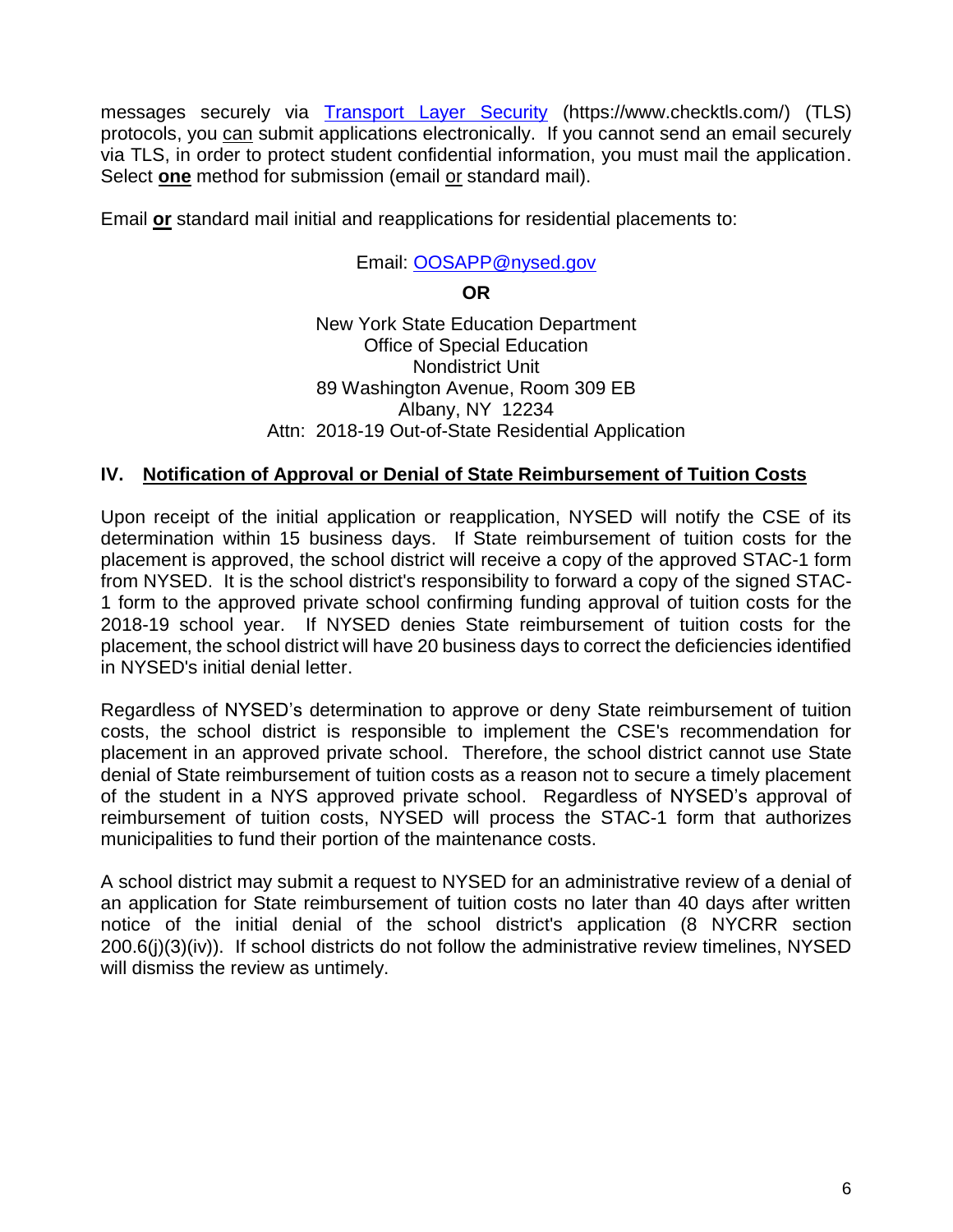messages securely via [Transport Layer Security](https://www.checktls.com/) (https://www.checktls.com/) (TLS) protocols, you can submit applications electronically. If you cannot send an email securely via TLS, in order to protect student confidential information, you must mail the application. Select **one** method for submission (email or standard mail).

Email **or** standard mail initial and reapplications for residential placements to:

Email: OOSAPP@nysed.gov

**OR**

New York State Education Department
Office of Special Education
Nondistrict Unit
89 Washington Avenue, Room 309 EB
Albany, NY 12234
Attn: 2018-19 Out-of-State Residential Application

## IV. Notification of Approval or Denial of State Reimbursement of Tuition Costs

Upon receipt of the initial application or reapplication, NYSED will notify the CSE of its determination within 15 business days. If State reimbursement of tuition costs for the placement is approved, the school district will receive a copy of the approved STAC-1 form from NYSED. It is the school district's responsibility to forward a copy of the signed STAC-1 form to the approved private school confirming funding approval of tuition costs for the 2018-19 school year. If NYSED denies State reimbursement of tuition costs for the placement, the school district will have 20 business days to correct the deficiencies identified in NYSED's initial denial letter.

Regardless of NYSED's determination to approve or deny State reimbursement of tuition costs, the school district is responsible to implement the CSE's recommendation for placement in an approved private school. Therefore, the school district cannot use State denial of State reimbursement of tuition costs as a reason not to secure a timely placement of the student in a NYS approved private school. Regardless of NYSED's approval of reimbursement of tuition costs, NYSED will process the STAC-1 form that authorizes municipalities to fund their portion of the maintenance costs.

A school district may submit a request to NYSED for an administrative review of a denial of an application for State reimbursement of tuition costs no later than 40 days after written notice of the initial denial of the school district's application (8 NYCRR section 200.6(j)(3)(iv)). If school districts do not follow the administrative review timelines, NYSED will dismiss the review as untimely.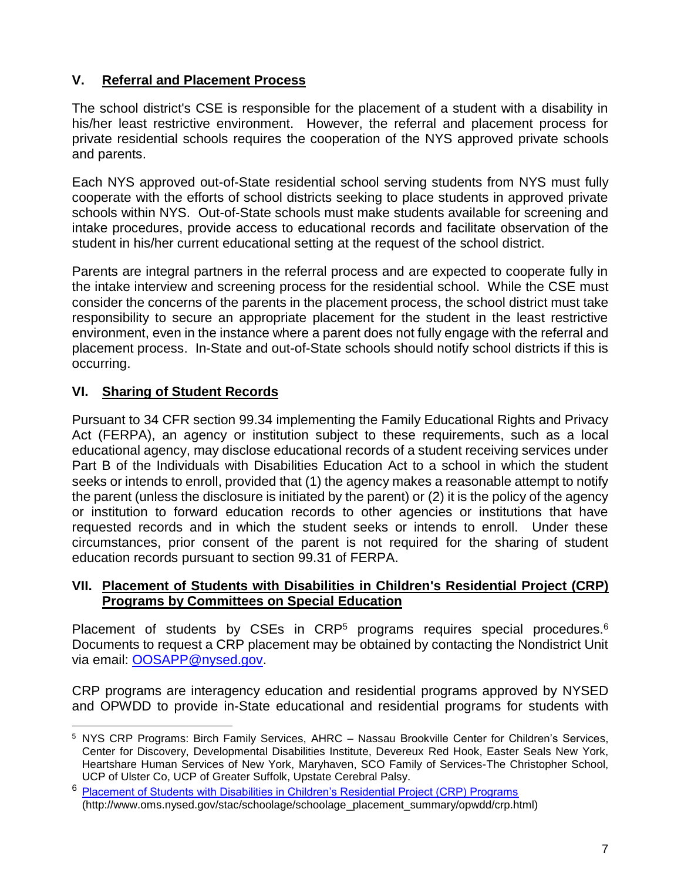## V. Referral and Placement Process

The school district's CSE is responsible for the placement of a student with a disability in his/her least restrictive environment. However, the referral and placement process for private residential schools requires the cooperation of the NYS approved private schools and parents.

Each NYS approved out-of-State residential school serving students from NYS must fully cooperate with the efforts of school districts seeking to place students in approved private schools within NYS. Out-of-State schools must make students available for screening and intake procedures, provide access to educational records and facilitate observation of the student in his/her current educational setting at the request of the school district.

Parents are integral partners in the referral process and are expected to cooperate fully in the intake interview and screening process for the residential school. While the CSE must consider the concerns of the parents in the placement process, the school district must take responsibility to secure an appropriate placement for the student in the least restrictive environment, even in the instance where a parent does not fully engage with the referral and placement process. In-State and out-of-State schools should notify school districts if this is occurring.

## VI. Sharing of Student Records

Pursuant to 34 CFR section 99.34 implementing the Family Educational Rights and Privacy Act (FERPA), an agency or institution subject to these requirements, such as a local educational agency, may disclose educational records of a student receiving services under Part B of the Individuals with Disabilities Education Act to a school in which the student seeks or intends to enroll, provided that (1) the agency makes a reasonable attempt to notify the parent (unless the disclosure is initiated by the parent) or (2) it is the policy of the agency or institution to forward education records to other agencies or institutions that have requested records and in which the student seeks or intends to enroll. Under these circumstances, prior consent of the parent is not required for the sharing of student education records pursuant to section 99.31 of FERPA.

## VII. Placement of Students with Disabilities in Children's Residential Project (CRP) Programs by Committees on Special Education

Placement of students by CSEs in CRP[5] programs requires special procedures.[6] Documents to request a CRP placement may be obtained by contacting the Nondistrict Unit via email: OOSAPP@nysed.gov.

CRP programs are interagency education and residential programs approved by NYSED and OPWDD to provide in-State educational and residential programs for students with

---

[5] NYS CRP Programs: Birch Family Services, AHRC – Nassau Brookville Center for Children's Services, Center for Discovery, Developmental Disabilities Institute, Devereux Red Hook, Easter Seals New York, Heartshare Human Services of New York, Maryhaven, SCO Family of Services-The Christopher School, UCP of Ulster Co, UCP of Greater Suffolk, Upstate Cerebral Palsy.

[6] Placement of Students with Disabilities in Children's Residential Project (CRP) Programs (http://www.oms.nysed.gov/stac/schoolage/schoolage_placement_summary/opwdd/crp.html)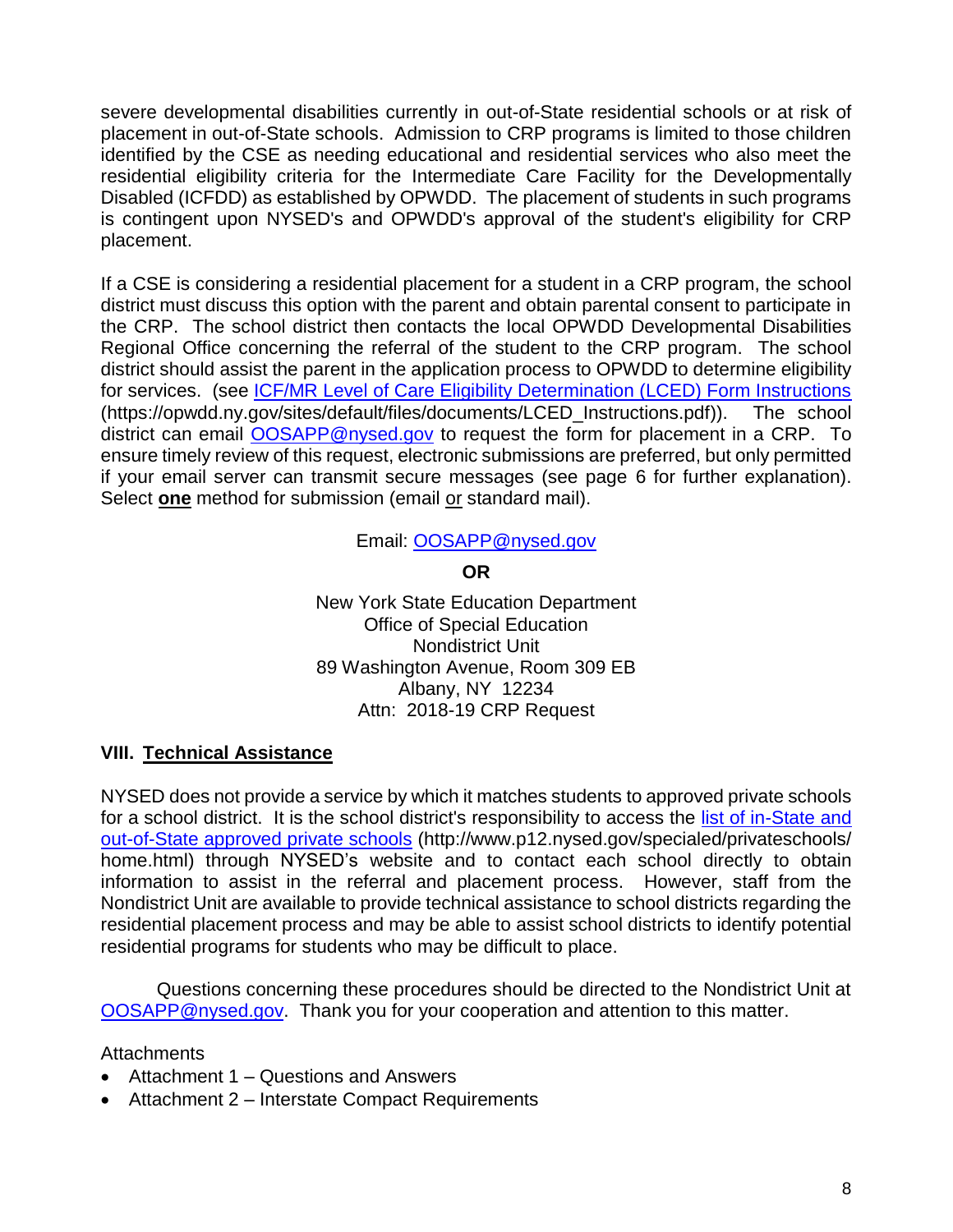severe developmental disabilities currently in out-of-State residential schools or at risk of placement in out-of-State schools. Admission to CRP programs is limited to those children identified by the CSE as needing educational and residential services who also meet the residential eligibility criteria for the Intermediate Care Facility for the Developmentally Disabled (ICFDD) as established by OPWDD. The placement of students in such programs is contingent upon NYSED's and OPWDD's approval of the student's eligibility for CRP placement.

If a CSE is considering a residential placement for a student in a CRP program, the school district must discuss this option with the parent and obtain parental consent to participate in the CRP. The school district then contacts the local OPWDD Developmental Disabilities Regional Office concerning the referral of the student to the CRP program. The school district should assist the parent in the application process to OPWDD to determine eligibility for services. (see [ICF/MR Level of Care Eligibility Determination (LCED) Form Instructions](https://opwdd.ny.gov/sites/default/files/documents/LCED_Instructions.pdf) (https://opwdd.ny.gov/sites/default/files/documents/LCED_Instructions.pdf)). The school district can email [OOSAPP@nysed.gov](mailto:OOSAPP@nysed.gov) to request the form for placement in a CRP. To ensure timely review of this request, electronic submissions are preferred, but only permitted if your email server can transmit secure messages (see page 6 for further explanation). Select **one** method for submission (email or standard mail).

Email: [OOSAPP@nysed.gov](mailto:OOSAPP@nysed.gov)

**OR**

New York State Education Department
Office of Special Education
Nondistrict Unit
89 Washington Avenue, Room 309 EB
Albany, NY 12234
Attn: 2018-19 CRP Request

## VIII. Technical Assistance

NYSED does not provide a service by which it matches students to approved private schools for a school district. It is the school district's responsibility to access the [list of in-State and out-of-State approved private schools](http://www.p12.nysed.gov/specialed/privateschools/home.html) (http://www.p12.nysed.gov/specialed/privateschools/home.html) through NYSED's website and to contact each school directly to obtain information to assist in the referral and placement process. However, staff from the Nondistrict Unit are available to provide technical assistance to school districts regarding the residential placement process and may be able to assist school districts to identify potential residential programs for students who may be difficult to place.

Questions concerning these procedures should be directed to the Nondistrict Unit at [OOSAPP@nysed.gov](mailto:OOSAPP@nysed.gov). Thank you for your cooperation and attention to this matter.

Attachments

- Attachment 1 – Questions and Answers
- Attachment 2 – Interstate Compact Requirements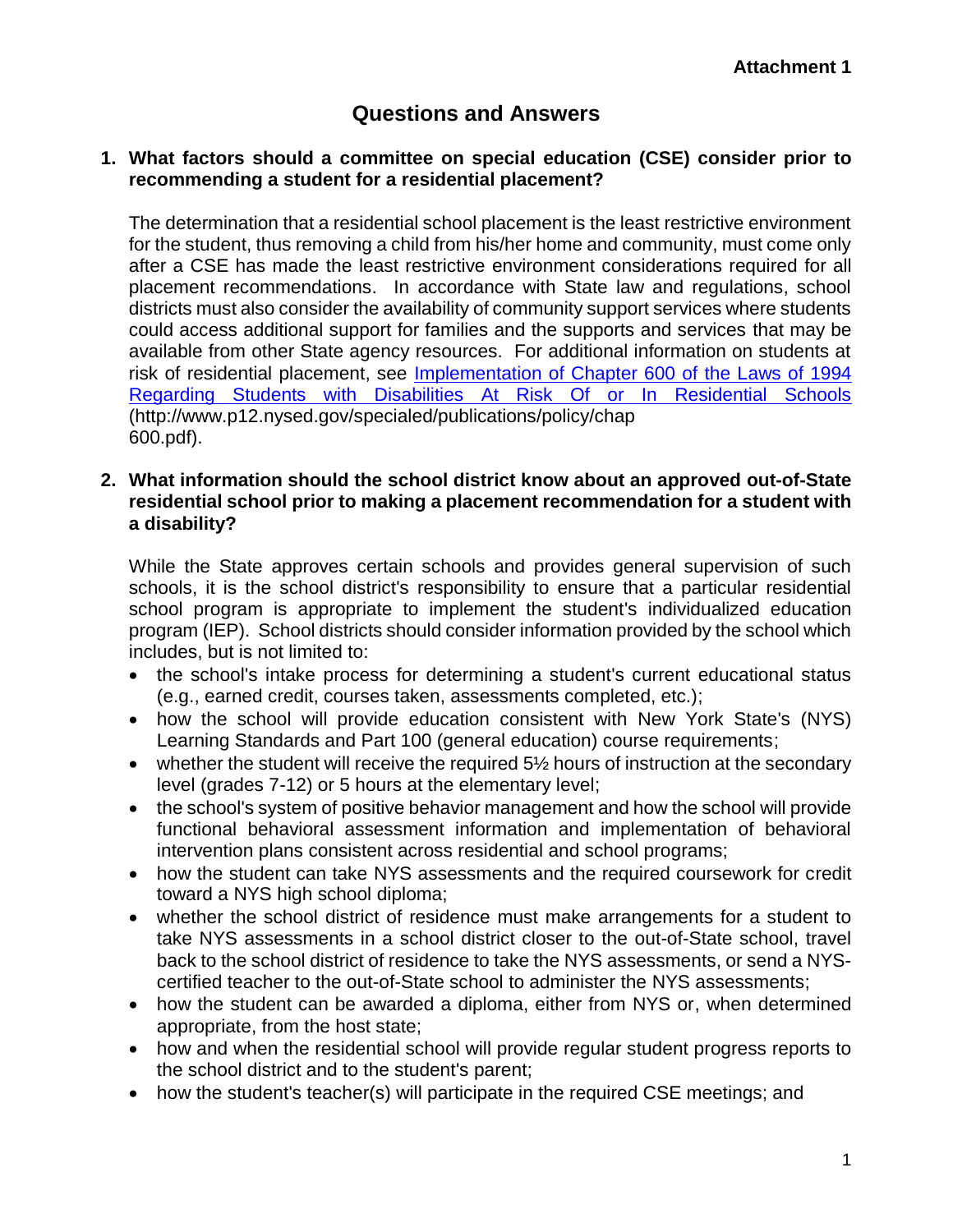**Attachment 1**

# Questions and Answers

**1. What factors should a committee on special education (CSE) consider prior to recommending a student for a residential placement?**

The determination that a residential school placement is the least restrictive environment for the student, thus removing a child from his/her home and community, must come only after a CSE has made the least restrictive environment considerations required for all placement recommendations. In accordance with State law and regulations, school districts must also consider the availability of community support services where students could access additional support for families and the supports and services that may be available from other State agency resources. For additional information on students at risk of residential placement, see [Implementation of Chapter 600 of the Laws of 1994 Regarding Students with Disabilities At Risk Of or In Residential Schools](http://www.p12.nysed.gov/specialed/publications/policy/chap600.pdf) (http://www.p12.nysed.gov/specialed/publications/policy/chap600.pdf).

**2. What information should the school district know about an approved out-of-State residential school prior to making a placement recommendation for a student with a disability?**

While the State approves certain schools and provides general supervision of such schools, it is the school district's responsibility to ensure that a particular residential school program is appropriate to implement the student's individualized education program (IEP). School districts should consider information provided by the school which includes, but is not limited to:

- the school's intake process for determining a student's current educational status (e.g., earned credit, courses taken, assessments completed, etc.);
- how the school will provide education consistent with New York State's (NYS) Learning Standards and Part 100 (general education) course requirements;
- whether the student will receive the required 5½ hours of instruction at the secondary level (grades 7-12) or 5 hours at the elementary level;
- the school's system of positive behavior management and how the school will provide functional behavioral assessment information and implementation of behavioral intervention plans consistent across residential and school programs;
- how the student can take NYS assessments and the required coursework for credit toward a NYS high school diploma;
- whether the school district of residence must make arrangements for a student to take NYS assessments in a school district closer to the out-of-State school, travel back to the school district of residence to take the NYS assessments, or send a NYS-certified teacher to the out-of-State school to administer the NYS assessments;
- how the student can be awarded a diploma, either from NYS or, when determined appropriate, from the host state;
- how and when the residential school will provide regular student progress reports to the school district and to the student's parent;
- how the student's teacher(s) will participate in the required CSE meetings; and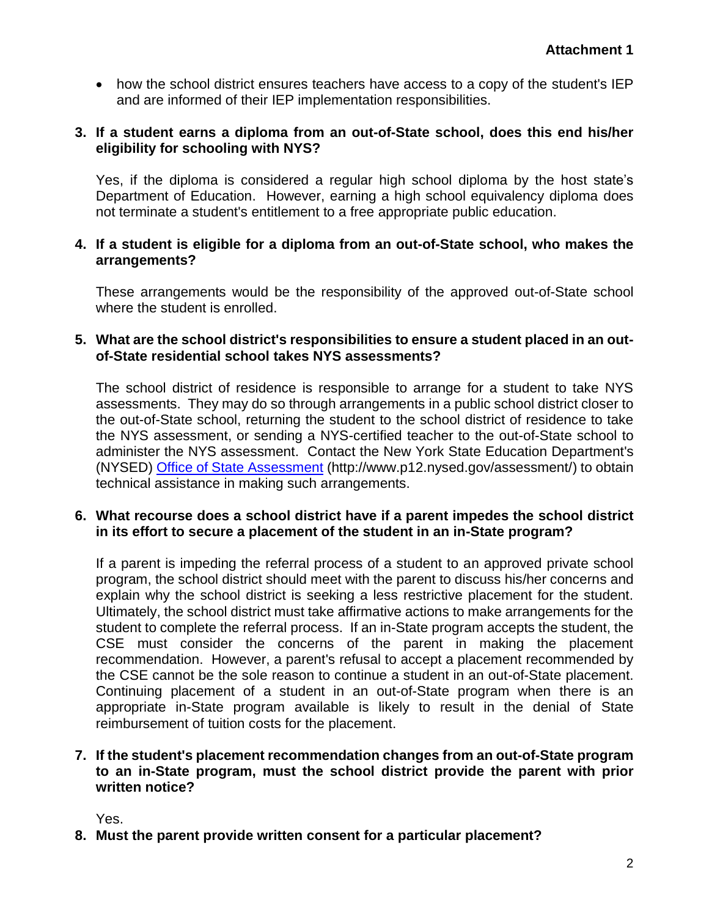**Attachment 1**

- how the school district ensures teachers have access to a copy of the student's IEP and are informed of their IEP implementation responsibilities.

**3. If a student earns a diploma from an out-of-State school, does this end his/her eligibility for schooling with NYS?**

Yes, if the diploma is considered a regular high school diploma by the host state's Department of Education. However, earning a high school equivalency diploma does not terminate a student's entitlement to a free appropriate public education.

**4. If a student is eligible for a diploma from an out-of-State school, who makes the arrangements?**

These arrangements would be the responsibility of the approved out-of-State school where the student is enrolled.

**5. What are the school district's responsibilities to ensure a student placed in an out-of-State residential school takes NYS assessments?**

The school district of residence is responsible to arrange for a student to take NYS assessments. They may do so through arrangements in a public school district closer to the out-of-State school, returning the student to the school district of residence to take the NYS assessment, or sending a NYS-certified teacher to the out-of-State school to administer the NYS assessment. Contact the New York State Education Department's (NYSED) [Office of State Assessment](http://www.p12.nysed.gov/assessment/) (http://www.p12.nysed.gov/assessment/) to obtain technical assistance in making such arrangements.

**6. What recourse does a school district have if a parent impedes the school district in its effort to secure a placement of the student in an in-State program?**

If a parent is impeding the referral process of a student to an approved private school program, the school district should meet with the parent to discuss his/her concerns and explain why the school district is seeking a less restrictive placement for the student. Ultimately, the school district must take affirmative actions to make arrangements for the student to complete the referral process. If an in-State program accepts the student, the CSE must consider the concerns of the parent in making the placement recommendation. However, a parent's refusal to accept a placement recommended by the CSE cannot be the sole reason to continue a student in an out-of-State placement. Continuing placement of a student in an out-of-State program when there is an appropriate in-State program available is likely to result in the denial of State reimbursement of tuition costs for the placement.

**7. If the student's placement recommendation changes from an out-of-State program to an in-State program, must the school district provide the parent with prior written notice?**

Yes.

**8. Must the parent provide written consent for a particular placement?**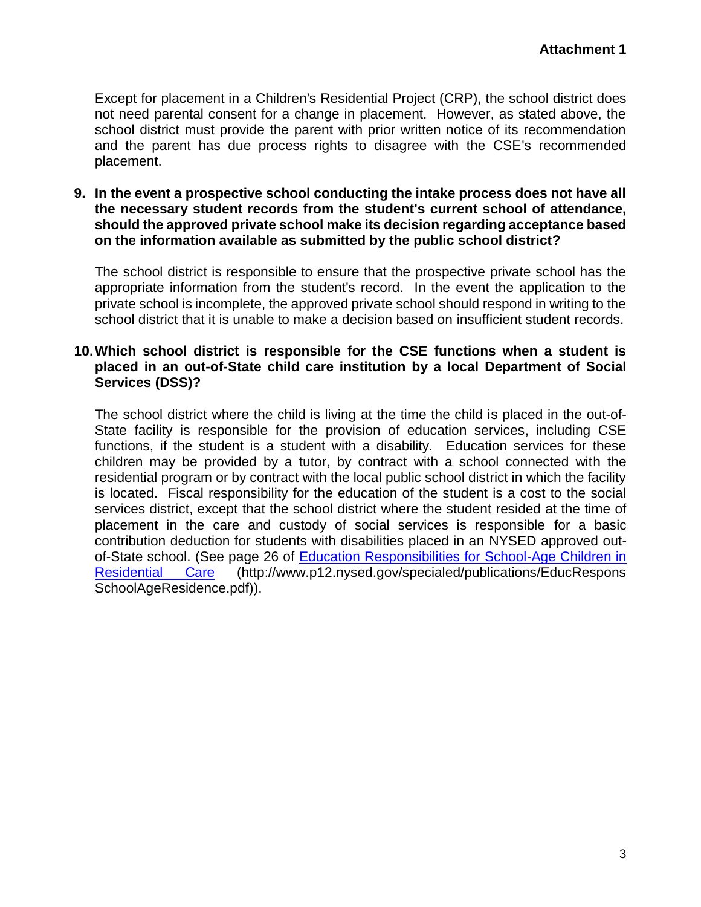**Attachment 1**

Except for placement in a Children's Residential Project (CRP), the school district does not need parental consent for a change in placement. However, as stated above, the school district must provide the parent with prior written notice of its recommendation and the parent has due process rights to disagree with the CSE's recommended placement.

**9. In the event a prospective school conducting the intake process does not have all the necessary student records from the student's current school of attendance, should the approved private school make its decision regarding acceptance based on the information available as submitted by the public school district?**

The school district is responsible to ensure that the prospective private school has the appropriate information from the student's record. In the event the application to the private school is incomplete, the approved private school should respond in writing to the school district that it is unable to make a decision based on insufficient student records.

**10. Which school district is responsible for the CSE functions when a student is placed in an out-of-State child care institution by a local Department of Social Services (DSS)?**

The school district where the child is living at the time the child is placed in the out-of-State facility is responsible for the provision of education services, including CSE functions, if the student is a student with a disability. Education services for these children may be provided by a tutor, by contract with a school connected with the residential program or by contract with the local public school district in which the facility is located. Fiscal responsibility for the education of the student is a cost to the social services district, except that the school district where the student resided at the time of placement in the care and custody of social services is responsible for a basic contribution deduction for students with disabilities placed in an NYSED approved out-of-State school. (See page 26 of [Education Responsibilities for School-Age Children in Residential Care](http://www.p12.nysed.gov/specialed/publications/EducResponsSchoolAgeResidence.pdf) (http://www.p12.nysed.gov/specialed/publications/EducResponsSchoolAgeResidence.pdf)).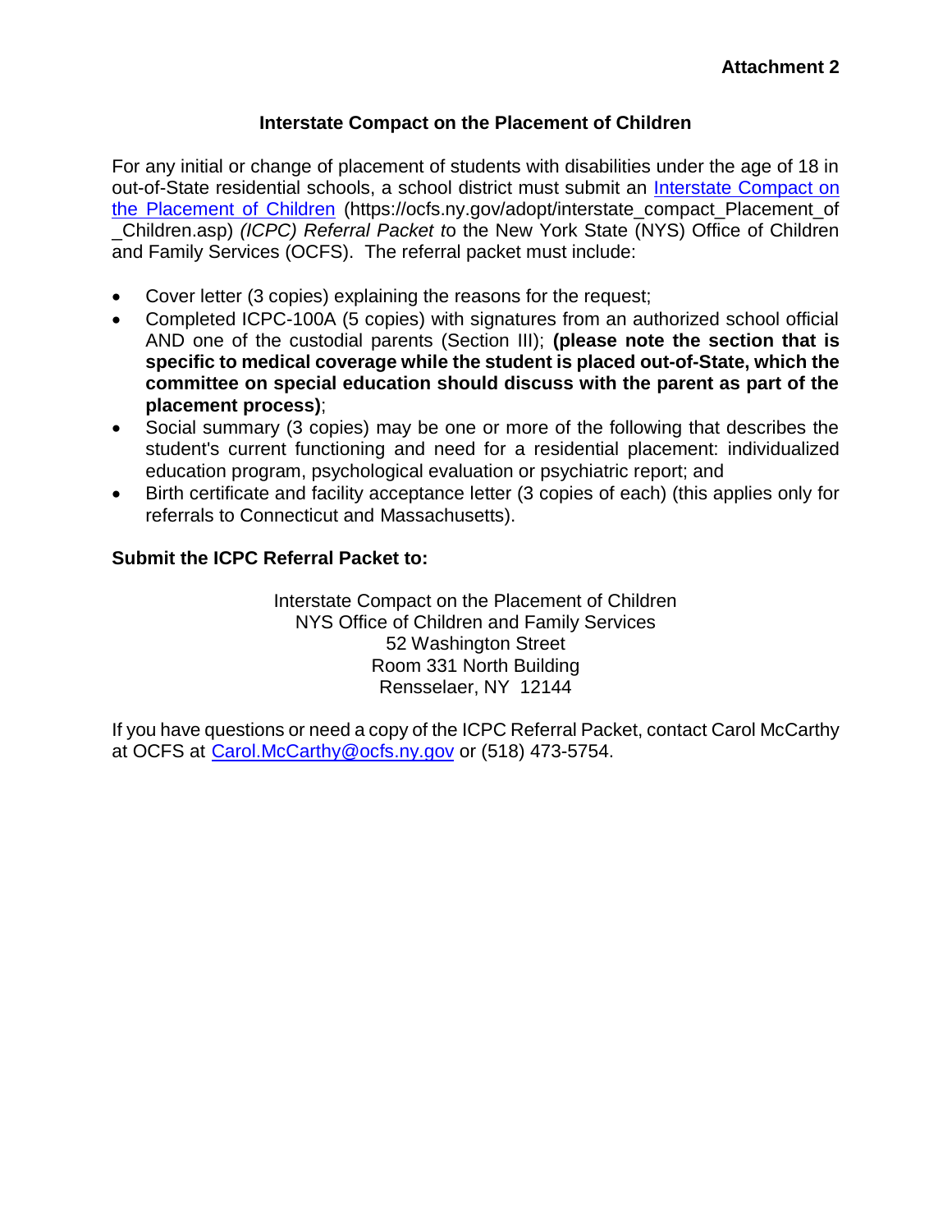**Attachment 2**

## Interstate Compact on the Placement of Children

For any initial or change of placement of students with disabilities under the age of 18 in out-of-State residential schools, a school district must submit an [Interstate Compact on the Placement of Children](https://ocfs.ny.gov/adopt/interstate_compact_Placement_of_Children.asp) (https://ocfs.ny.gov/adopt/interstate_compact_Placement_of_Children.asp) *(ICPC) Referral Packet t*o the New York State (NYS) Office of Children and Family Services (OCFS). The referral packet must include:

- Cover letter (3 copies) explaining the reasons for the request;
- Completed ICPC-100A (5 copies) with signatures from an authorized school official AND one of the custodial parents (Section III); **(please note the section that is specific to medical coverage while the student is placed out-of-State, which the committee on special education should discuss with the parent as part of the placement process)**;
- Social summary (3 copies) may be one or more of the following that describes the student's current functioning and need for a residential placement: individualized education program, psychological evaluation or psychiatric report; and
- Birth certificate and facility acceptance letter (3 copies of each) (this applies only for referrals to Connecticut and Massachusetts).

**Submit the ICPC Referral Packet to:**

Interstate Compact on the Placement of Children
NYS Office of Children and Family Services
52 Washington Street
Room 331 North Building
Rensselaer, NY 12144

If you have questions or need a copy of the ICPC Referral Packet, contact Carol McCarthy at OCFS at [Carol.McCarthy@ocfs.ny.gov](mailto:Carol.McCarthy@ocfs.ny.gov) or (518) 473-5754.